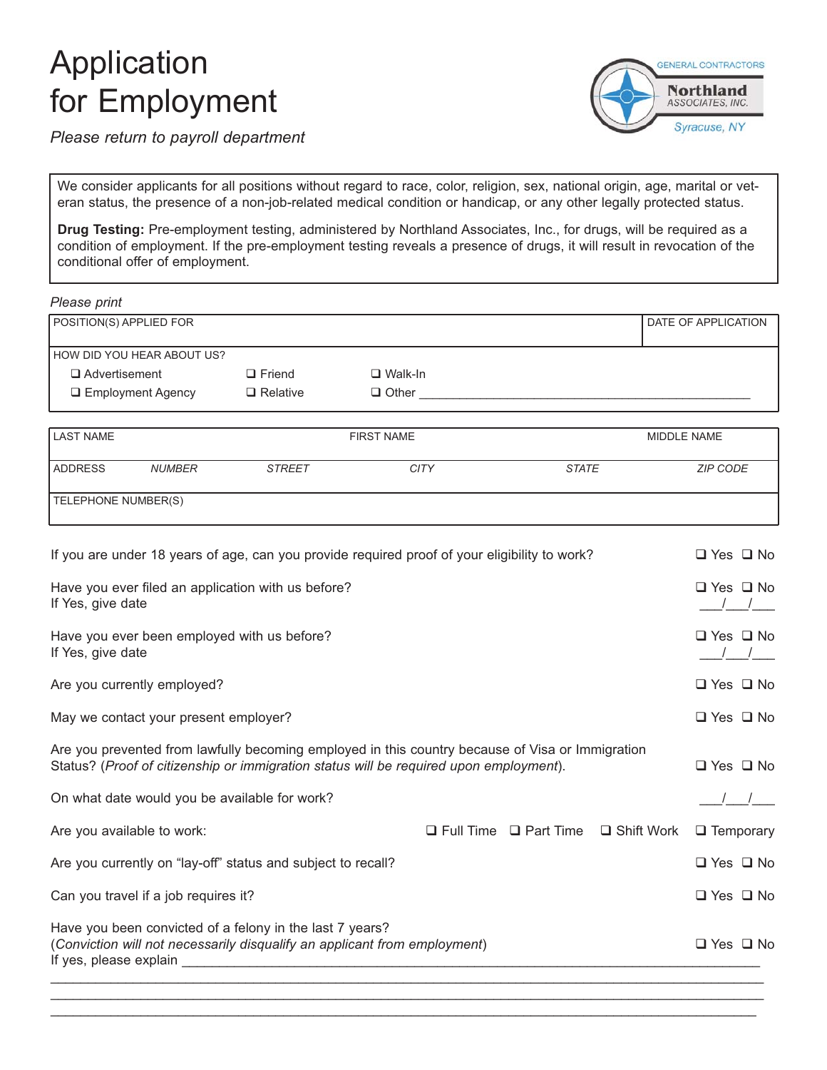# Application for Employment

*Please return to payroll department*

GENERAL CONTRACTORS
**Northland** ASSOCIATES, INC.
*Syracuse, NY*

We consider applicants for all positions without regard to race, color, religion, sex, national origin, age, marital or veteran status, the presence of a non-job-related medical condition or handicap, or any other legally protected status.

**Drug Testing:** Pre-employment testing, administered by Northland Associates, Inc., for drugs, will be required as a condition of employment. If the pre-employment testing reveals a presence of drugs, it will result in revocation of the conditional offer of employment.

*Please print*

| POSITION(S) APPLIED FOR | DATE OF APPLICATION |
|---|---|
| | |

HOW DID YOU HEAR ABOUT US?

- ❑ Advertisement ❑ Friend ❑ Walk-In
- ❑ Employment Agency ❑ Relative ❑ Other ______________________________

| LAST NAME | | | FIRST NAME | | MIDDLE NAME |
|---|---|---|---|---|---|
| ADDRESS *NUMBER* | *STREET* | | *CITY* | *STATE* | *ZIP CODE* |
| TELEPHONE NUMBER(S) | | | | | |

If you are under 18 years of age, can you provide required proof of your eligibility to work? ❑ Yes ❑ No

Have you ever filed an application with us before? ❑ Yes ❑ No
If Yes, give date ___/___/___

Have you ever been employed with us before? ❑ Yes ❑ No
If Yes, give date ___/___/___

Are you currently employed? ❑ Yes ❑ No

May we contact your present employer? ❑ Yes ❑ No

Are you prevented from lawfully becoming employed in this country because of Visa or Immigration Status? (*Proof of citizenship or immigration status will be required upon employment*). ❑ Yes ❑ No

On what date would you be available for work? ___/___/___

Are you available to work: ❑ Full Time ❑ Part Time ❑ Shift Work ❑ Temporary

Are you currently on "lay-off" status and subject to recall? ❑ Yes ❑ No

Can you travel if a job requires it? ❑ Yes ❑ No

Have you been convicted of a felony in the last 7 years?
(*Conviction will not necessarily disqualify an applicant from employment*) ❑ Yes ❑ No
If yes, please explain ________________________________________________________________________

______________________________________________________________________________________

______________________________________________________________________________________

______________________________________________________________________________________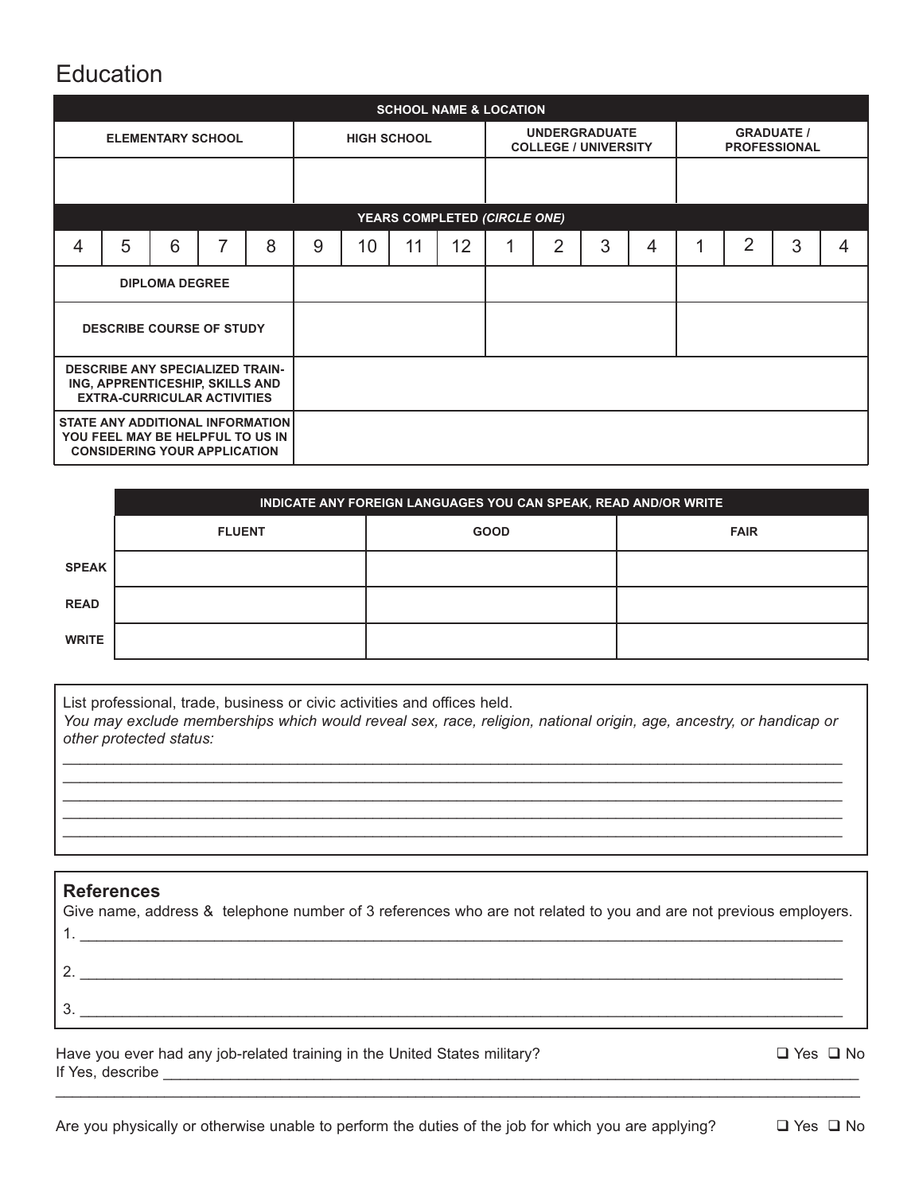## Education

| SCHOOL NAME & LOCATION | | | | | | | | | | | | | | | | |
|---|---|---|---|---|---|---|---|---|---|---|---|---|---|---|---|---|
| ELEMENTARY SCHOOL | | | | | HIGH SCHOOL | | | | UNDERGRADUATE COLLEGE / UNIVERSITY | | | | GRADUATE / PROFESSIONAL | | | |
| | | | | | | | | | | | | | | | | |
| YEARS COMPLETED *(CIRCLE ONE)* | | | | | | | | | | | | | | | | |
| 4 | 5 | 6 | 7 | 8 | 9 | 10 | 11 | 12 | 1 | 2 | 3 | 4 | 1 | 2 | 3 | 4 |
| DIPLOMA DEGREE | | | | | | | | | | | | | | | | |
| DESCRIBE COURSE OF STUDY | | | | | | | | | | | | | | | | |
| DESCRIBE ANY SPECIALIZED TRAINING, APPRENTICESHIP, SKILLS AND EXTRA-CURRICULAR ACTIVITIES | | | | | | | | | | | | | | | | |
| STATE ANY ADDITIONAL INFORMATION YOU FEEL MAY BE HELPFUL TO US IN CONSIDERING YOUR APPLICATION | | | | | | | | | | | | | | | | |

| | INDICATE ANY FOREIGN LANGUAGES YOU CAN SPEAK, READ AND/OR WRITE | | |
|---|---|---|---|
| | FLUENT | GOOD | FAIR |
| SPEAK | | | |
| READ | | | |
| WRITE | | | |

List professional, trade, business or civic activities and offices held.
*You may exclude memberships which would reveal sex, race, religion, national origin, age, ancestry, or handicap or other protected status:*

______________________________________________________________________________________

______________________________________________________________________________________

______________________________________________________________________________________

______________________________________________________________________________________

______________________________________________________________________________________

### References

Give name, address & telephone number of 3 references who are not related to you and are not previous employers.

1. ______________________________________________________________________________________

2. ______________________________________________________________________________________

3. ______________________________________________________________________________________

Have you ever had any job-related training in the United States military? ❑ Yes ❑ No

If Yes, describe ______________________________________________________________________________

______________________________________________________________________________________

Are you physically or otherwise unable to perform the duties of the job for which you are applying? ❑ Yes ❑ No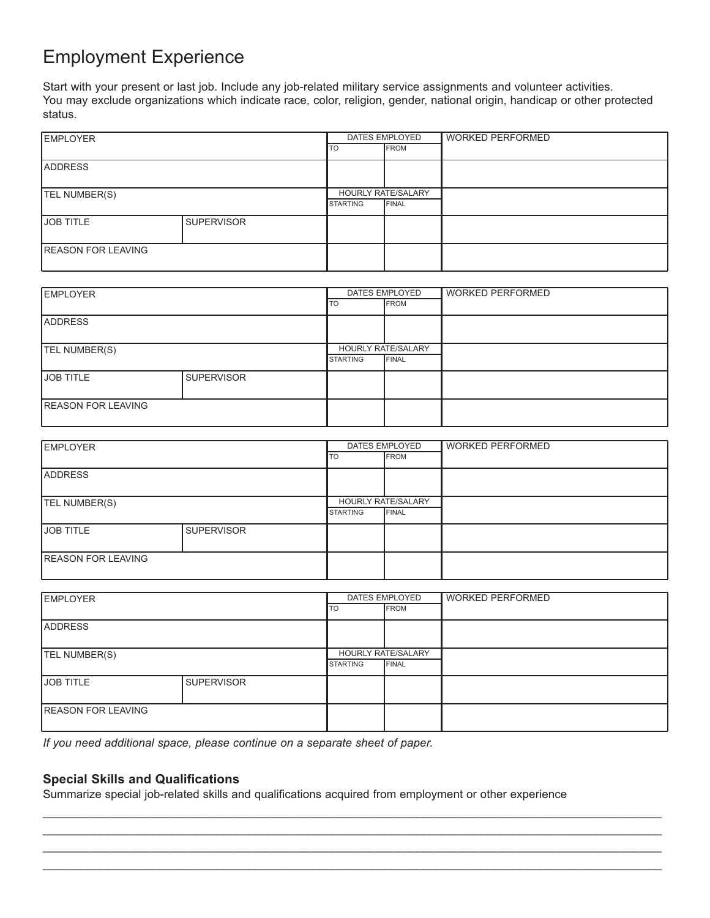# Employment Experience

Start with your present or last job. Include any job-related military service assignments and volunteer activities. You may exclude organizations which indicate race, color, religion, gender, national origin, handicap or other protected status.

| EMPLOYER | | DATES EMPLOYED | | WORKED PERFORMED |
|---|---|---|---|---|
| | | TO | FROM | |
| ADDRESS | | | | |
| TEL NUMBER(S) | | HOURLY RATE/SALARY | | |
| | | STARTING | FINAL | |
| JOB TITLE | SUPERVISOR | | | |
| REASON FOR LEAVING | | | | |

| EMPLOYER | | DATES EMPLOYED | | WORKED PERFORMED |
|---|---|---|---|---|
| | | TO | FROM | |
| ADDRESS | | | | |
| TEL NUMBER(S) | | HOURLY RATE/SALARY | | |
| | | STARTING | FINAL | |
| JOB TITLE | SUPERVISOR | | | |
| REASON FOR LEAVING | | | | |

| EMPLOYER | | DATES EMPLOYED | | WORKED PERFORMED |
|---|---|---|---|---|
| | | TO | FROM | |
| ADDRESS | | | | |
| TEL NUMBER(S) | | HOURLY RATE/SALARY | | |
| | | STARTING | FINAL | |
| JOB TITLE | SUPERVISOR | | | |
| REASON FOR LEAVING | | | | |

| EMPLOYER | | DATES EMPLOYED | | WORKED PERFORMED |
|---|---|---|---|---|
| | | TO | FROM | |
| ADDRESS | | | | |
| TEL NUMBER(S) | | HOURLY RATE/SALARY | | |
| | | STARTING | FINAL | |
| JOB TITLE | SUPERVISOR | | | |
| REASON FOR LEAVING | | | | |

*If you need additional space, please continue on a separate sheet of paper.*

### Special Skills and Qualifications

Summarize special job-related skills and qualifications acquired from employment or other experience

________________________________________________________________________________

________________________________________________________________________________

________________________________________________________________________________

________________________________________________________________________________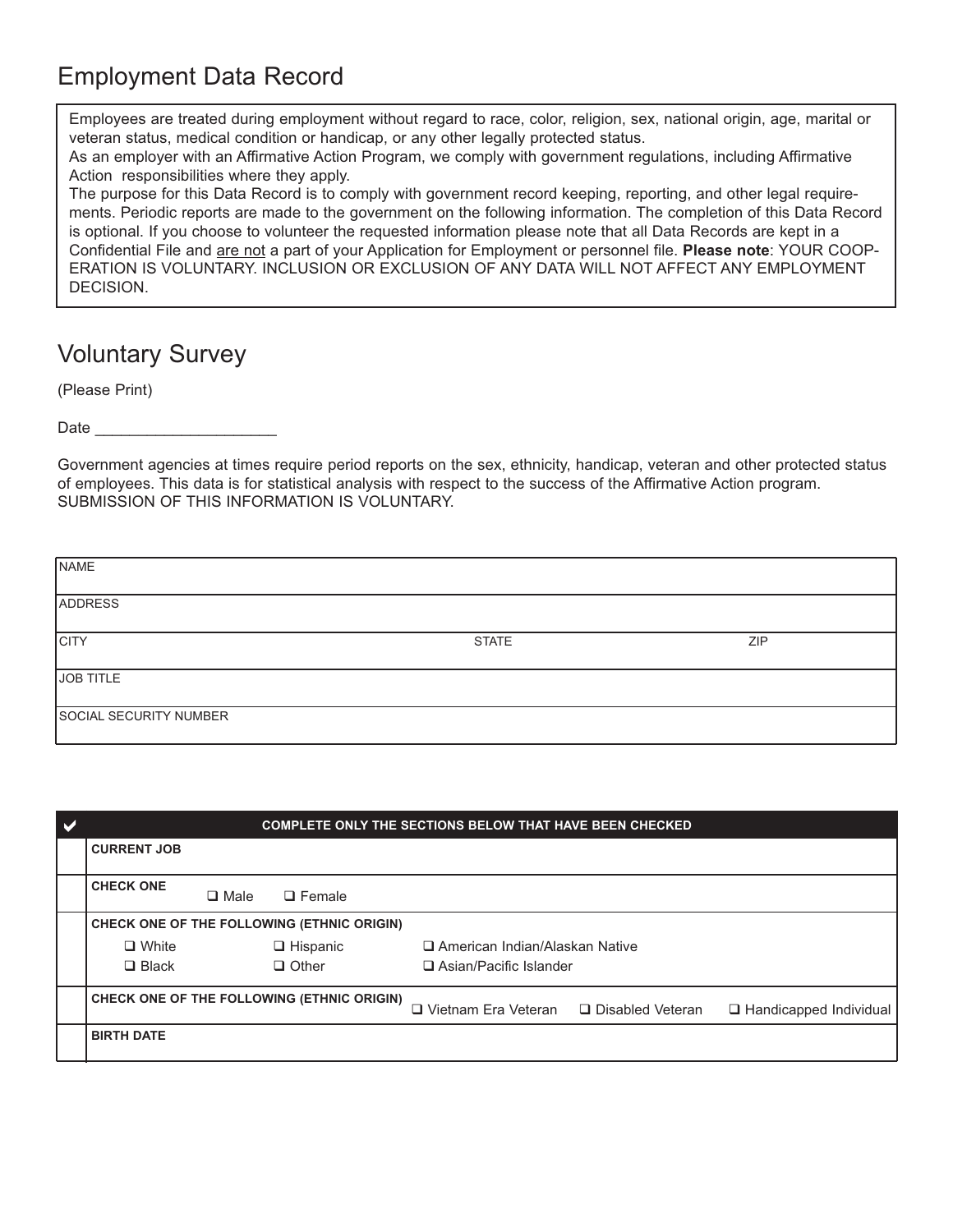# Employment Data Record

Employees are treated during employment without regard to race, color, religion, sex, national origin, age, marital or veteran status, medical condition or handicap, or any other legally protected status.
As an employer with an Affirmative Action Program, we comply with government regulations, including Affirmative Action responsibilities where they apply.
The purpose for this Data Record is to comply with government record keeping, reporting, and other legal requirements. Periodic reports are made to the government on the following information. The completion of this Data Record is optional. If you choose to volunteer the requested information please note that all Data Records are kept in a Confidential File and <u>are not</u> a part of your Application for Employment or personnel file. **Please note**: YOUR COOPERATION IS VOLUNTARY. INCLUSION OR EXCLUSION OF ANY DATA WILL NOT AFFECT ANY EMPLOYMENT DECISION.

# Voluntary Survey

(Please Print)

Date ____________________

Government agencies at times require period reports on the sex, ethnicity, handicap, veteran and other protected status of employees. This data is for statistical analysis with respect to the success of the Affirmative Action program. SUBMISSION OF THIS INFORMATION IS VOLUNTARY.

| | | |
|---|---|---|
| NAME | | |
| ADDRESS | | |
| CITY | STATE | ZIP |
| JOB TITLE | | |
| SOCIAL SECURITY NUMBER | | |

| ✔ | COMPLETE ONLY THE SECTIONS BELOW THAT HAVE BEEN CHECKED |
|---|---|
| | **CURRENT JOB** |
| | **CHECK ONE** ❑ Male ❑ Female |
| | **CHECK ONE OF THE FOLLOWING (ETHNIC ORIGIN)**<br>❑ White ❑ Hispanic ❑ American Indian/Alaskan Native<br>❑ Black ❑ Other ❑ Asian/Pacific Islander |
| | **CHECK ONE OF THE FOLLOWING (ETHNIC ORIGIN)** ❑ Vietnam Era Veteran ❑ Disabled Veteran ❑ Handicapped Individual |
| | **BIRTH DATE** |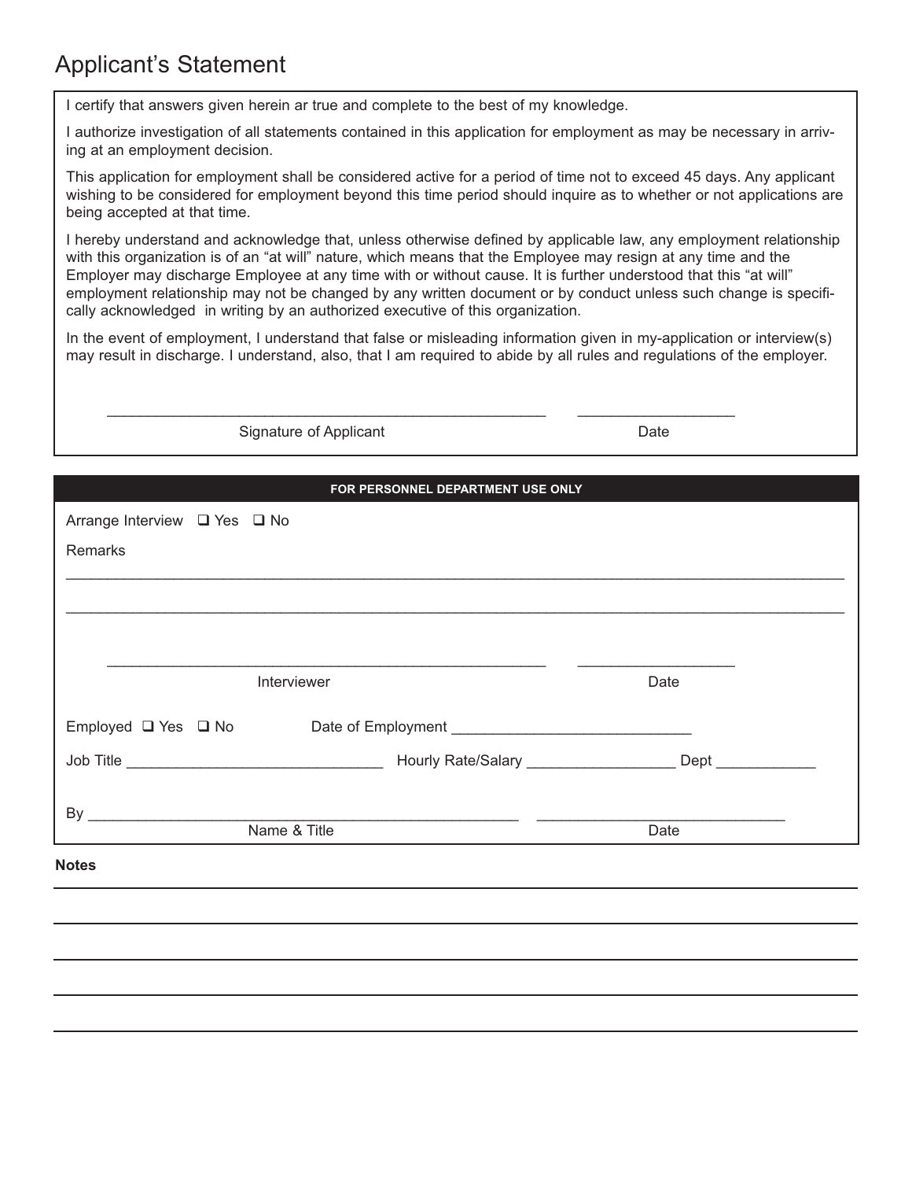## Applicant's Statement

I certify that answers given herein ar true and complete to the best of my knowledge.

I authorize investigation of all statements contained in this application for employment as may be necessary in arriving at an employment decision.

This application for employment shall be considered active for a period of time not to exceed 45 days. Any applicant wishing to be considered for employment beyond this time period should inquire as to whether or not applications are being accepted at that time.

I hereby understand and acknowledge that, unless otherwise defined by applicable law, any employment relationship with this organization is of an "at will" nature, which means that the Employee may resign at any time and the Employer may discharge Employee at any time with or without cause. It is further understood that this "at will" employment relationship may not be changed by any written document or by conduct unless such change is specifically acknowledged in writing by an authorized executive of this organization.

In the event of employment, I understand that false or misleading information given in my-application or interview(s) may result in discharge. I understand, also, that I am required to abide by all rules and regulations of the employer.

_______________________________________________ ________________

Signature of Applicant Date

**FOR PERSONNEL DEPARTMENT USE ONLY**

Arrange Interview ☐ Yes ☐ No

Remarks

_______________________________________________________________________________

_______________________________________________________________________________

_______________________________________________ ________________

Interviewer Date

Employed ☐ Yes ☐ No Date of Employment ____________________________

Job Title ____________________________ Hourly Rate/Salary ________________ Dept ___________

By _______________________________________________ ____________________________

Name & Title Date

**Notes**

_______________________________________________________________________________

_______________________________________________________________________________

_______________________________________________________________________________

_______________________________________________________________________________

_______________________________________________________________________________